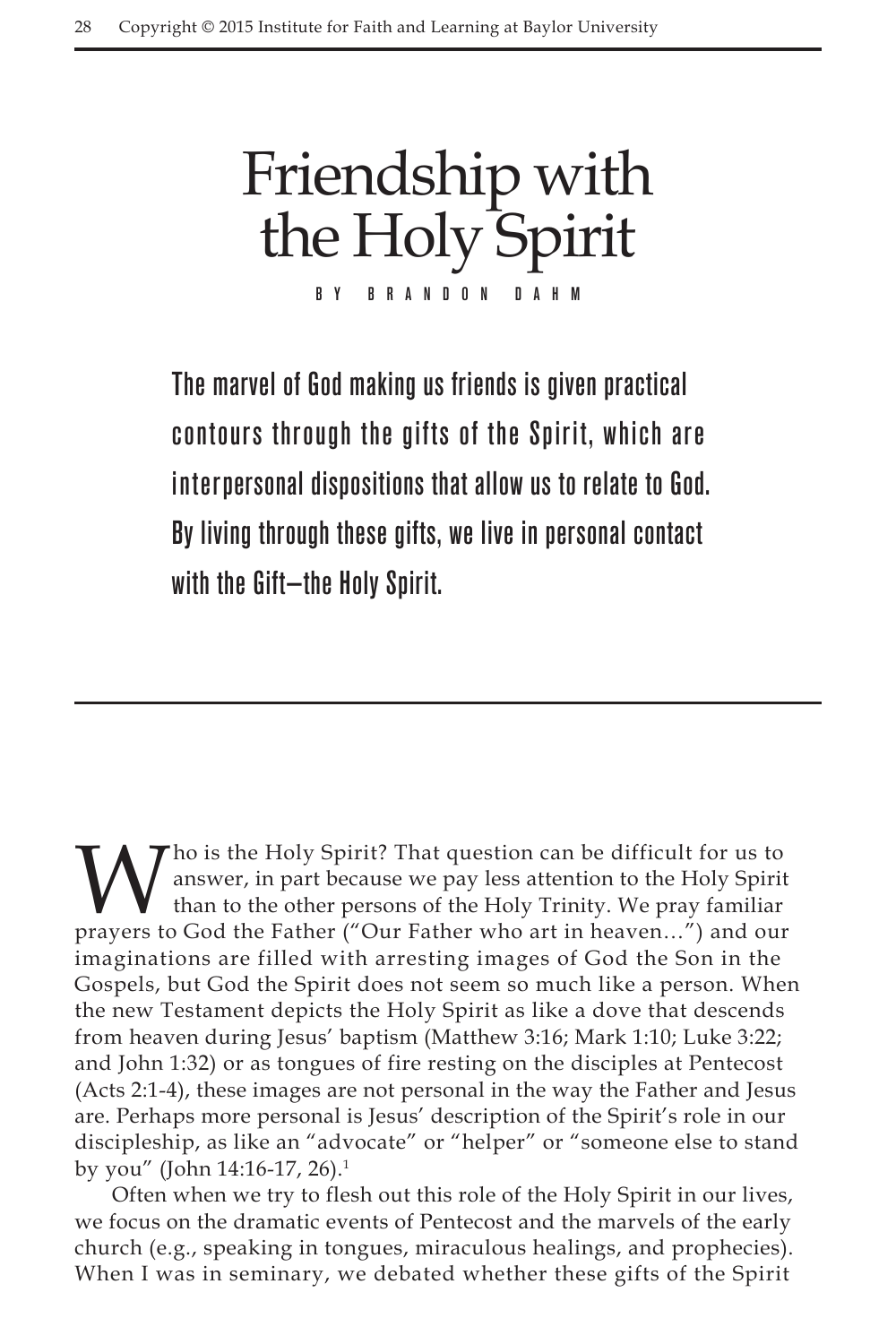# Friendship with the Holy Spirit

BY BRANDON DAHM

**The marvel of God making us friends is given practical contours through the gifts of the Spirit, which are interpersonal dispositions that allow us to relate to God. By living through these gifts, we live in personal contact with the Gift—the Holy Spirit.**

Who is the Holy Spirit? That question can be difficult for us to answer, in part because we pay less attention to the Holy Spirit than to the other persons of the Holy Trinity. We pray familiar prayers to God the Father ("Our Father who art in heaven…") and our imaginations are filled with arresting images of God the Son in the Gospels, but God the Spirit does not seem so much like a person. When the new Testament depicts the Holy Spirit as like a dove that descends from heaven during Jesus' baptism (Matthew 3:16; Mark 1:10; Luke 3:22; and John 1:32) or as tongues of fire resting on the disciples at Pentecost (Acts 2:1-4), these images are not personal in the way the Father and Jesus are. Perhaps more personal is Jesus' description of the Spirit's role in our discipleship, as like an "advocate" or "helper" or "someone else to stand by you" (John 14:16-17, 26).[1]

Often when we try to flesh out this role of the Holy Spirit in our lives, we focus on the dramatic events of Pentecost and the marvels of the early church (e.g., speaking in tongues, miraculous healings, and prophecies). When I was in seminary, we debated whether these gifts of the Spirit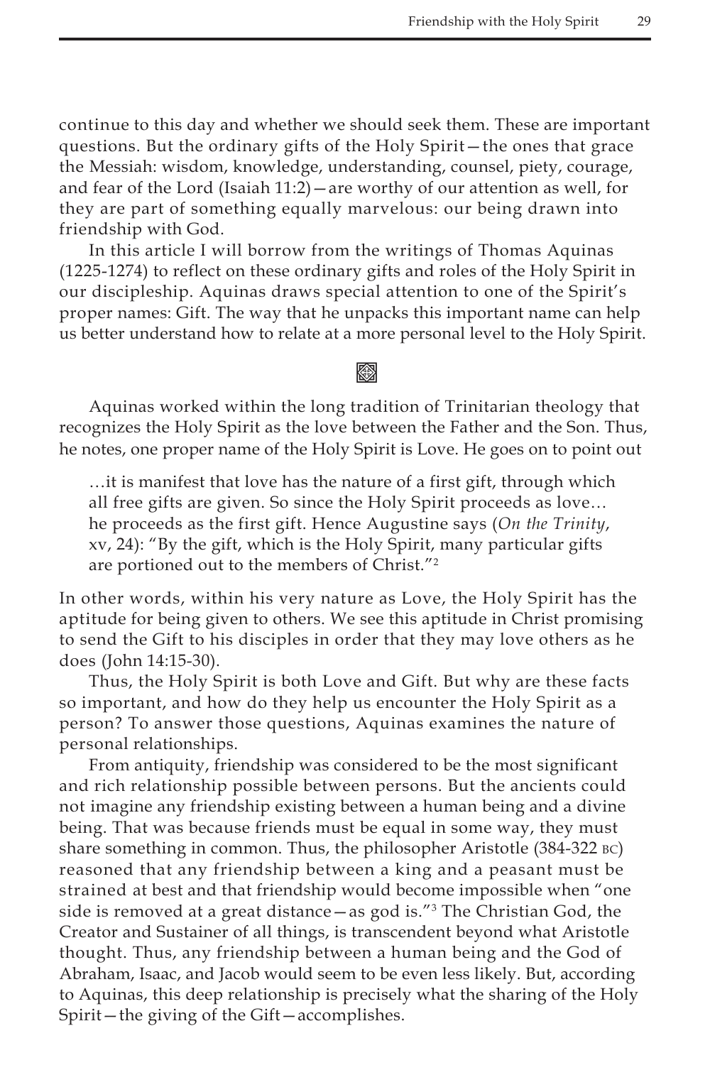continue to this day and whether we should seek them. These are important questions. But the ordinary gifts of the Holy Spirit—the ones that grace the Messiah: wisdom, knowledge, understanding, counsel, piety, courage, and fear of the Lord (Isaiah 11:2)—are worthy of our attention as well, for they are part of something equally marvelous: our being drawn into friendship with God.

In this article I will borrow from the writings of Thomas Aquinas (1225-1274) to reflect on these ordinary gifts and roles of the Holy Spirit in our discipleship. Aquinas draws special attention to one of the Spirit's proper names: Gift. The way that he unpacks this important name can help us better understand how to relate at a more personal level to the Holy Spirit.

Aquinas worked within the long tradition of Trinitarian theology that recognizes the Holy Spirit as the love between the Father and the Son. Thus, he notes, one proper name of the Holy Spirit is Love. He goes on to point out

> …it is manifest that love has the nature of a first gift, through which all free gifts are given. So since the Holy Spirit proceeds as love… he proceeds as the first gift. Hence Augustine says (*On the Trinity*, xv, 24): "By the gift, which is the Holy Spirit, many particular gifts are portioned out to the members of Christ."[2]

In other words, within his very nature as Love, the Holy Spirit has the aptitude for being given to others. We see this aptitude in Christ promising to send the Gift to his disciples in order that they may love others as he does (John 14:15-30).

Thus, the Holy Spirit is both Love and Gift. But why are these facts so important, and how do they help us encounter the Holy Spirit as a person? To answer those questions, Aquinas examines the nature of personal relationships.

From antiquity, friendship was considered to be the most significant and rich relationship possible between persons. But the ancients could not imagine any friendship existing between a human being and a divine being. That was because friends must be equal in some way, they must share something in common. Thus, the philosopher Aristotle (384-322 BC) reasoned that any friendship between a king and a peasant must be strained at best and that friendship would become impossible when "one side is removed at a great distance—as god is."[3] The Christian God, the Creator and Sustainer of all things, is transcendent beyond what Aristotle thought. Thus, any friendship between a human being and the God of Abraham, Isaac, and Jacob would seem to be even less likely. But, according to Aquinas, this deep relationship is precisely what the sharing of the Holy Spirit—the giving of the Gift—accomplishes.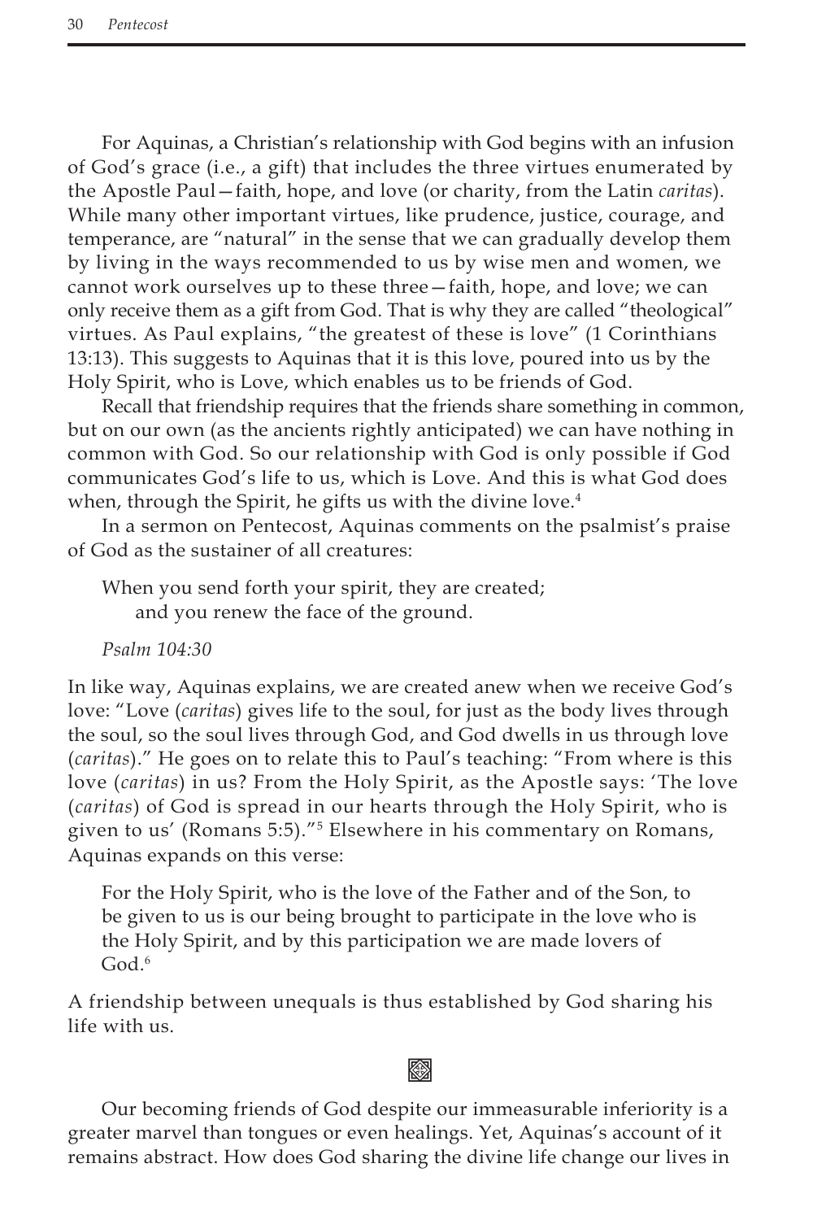For Aquinas, a Christian's relationship with God begins with an infusion of God's grace (i.e., a gift) that includes the three virtues enumerated by the Apostle Paul—faith, hope, and love (or charity, from the Latin *caritas*). While many other important virtues, like prudence, justice, courage, and temperance, are "natural" in the sense that we can gradually develop them by living in the ways recommended to us by wise men and women, we cannot work ourselves up to these three—faith, hope, and love; we can only receive them as a gift from God. That is why they are called "theological" virtues. As Paul explains, "the greatest of these is love" (1 Corinthians 13:13). This suggests to Aquinas that it is this love, poured into us by the Holy Spirit, who is Love, which enables us to be friends of God.

Recall that friendship requires that the friends share something in common, but on our own (as the ancients rightly anticipated) we can have nothing in common with God. So our relationship with God is only possible if God communicates God's life to us, which is Love. And this is what God does when, through the Spirit, he gifts us with the divine love.[4]

In a sermon on Pentecost, Aquinas comments on the psalmist's praise of God as the sustainer of all creatures:

> When you send forth your spirit, they are created;
> and you renew the face of the ground.
>
> *Psalm 104:30*

In like way, Aquinas explains, we are created anew when we receive God's love: "Love (*caritas*) gives life to the soul, for just as the body lives through the soul, so the soul lives through God, and God dwells in us through love (*caritas*)." He goes on to relate this to Paul's teaching: "From where is this love (*caritas*) in us? From the Holy Spirit, as the Apostle says: 'The love (*caritas*) of God is spread in our hearts through the Holy Spirit, who is given to us' (Romans 5:5)."[5] Elsewhere in his commentary on Romans, Aquinas expands on this verse:

> For the Holy Spirit, who is the love of the Father and of the Son, to be given to us is our being brought to participate in the love who is the Holy Spirit, and by this participation we are made lovers of God.[6]

A friendship between unequals is thus established by God sharing his life with us.

Our becoming friends of God despite our immeasurable inferiority is a greater marvel than tongues or even healings. Yet, Aquinas's account of it remains abstract. How does God sharing the divine life change our lives in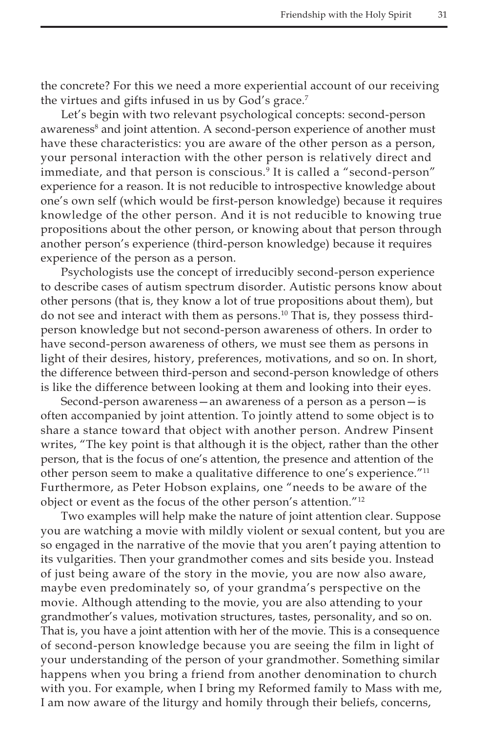the concrete? For this we need a more experiential account of our receiving the virtues and gifts infused in us by God's grace.[7]

Let's begin with two relevant psychological concepts: second-person awareness[8] and joint attention. A second-person experience of another must have these characteristics: you are aware of the other person as a person, your personal interaction with the other person is relatively direct and immediate, and that person is conscious.[9] It is called a "second-person" experience for a reason. It is not reducible to introspective knowledge about one's own self (which would be first-person knowledge) because it requires knowledge of the other person. And it is not reducible to knowing true propositions about the other person, or knowing about that person through another person's experience (third-person knowledge) because it requires experience of the person as a person.

Psychologists use the concept of irreducibly second-person experience to describe cases of autism spectrum disorder. Autistic persons know about other persons (that is, they know a lot of true propositions about them), but do not see and interact with them as persons.[10] That is, they possess third-person knowledge but not second-person awareness of others. In order to have second-person awareness of others, we must see them as persons in light of their desires, history, preferences, motivations, and so on. In short, the difference between third-person and second-person knowledge of others is like the difference between looking at them and looking into their eyes.

Second-person awareness—an awareness of a person as a person—is often accompanied by joint attention. To jointly attend to some object is to share a stance toward that object with another person. Andrew Pinsent writes, "The key point is that although it is the object, rather than the other person, that is the focus of one's attention, the presence and attention of the other person seem to make a qualitative difference to one's experience."[11] Furthermore, as Peter Hobson explains, one "needs to be aware of the object or event as the focus of the other person's attention."[12]

Two examples will help make the nature of joint attention clear. Suppose you are watching a movie with mildly violent or sexual content, but you are so engaged in the narrative of the movie that you aren't paying attention to its vulgarities. Then your grandmother comes and sits beside you. Instead of just being aware of the story in the movie, you are now also aware, maybe even predominately so, of your grandma's perspective on the movie. Although attending to the movie, you are also attending to your grandmother's values, motivation structures, tastes, personality, and so on. That is, you have a joint attention with her of the movie. This is a consequence of second-person knowledge because you are seeing the film in light of your understanding of the person of your grandmother. Something similar happens when you bring a friend from another denomination to church with you. For example, when I bring my Reformed family to Mass with me, I am now aware of the liturgy and homily through their beliefs, concerns,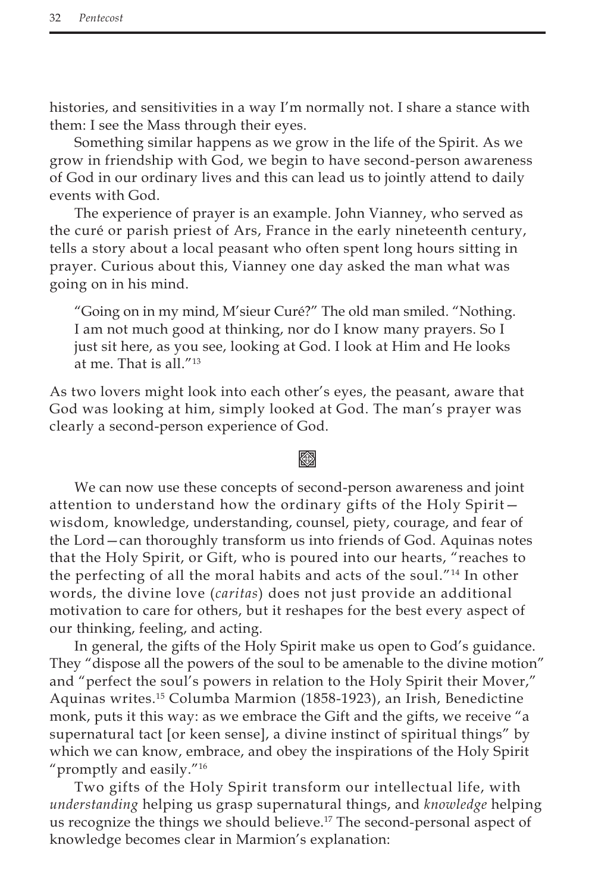histories, and sensitivities in a way I'm normally not. I share a stance with them: I see the Mass through their eyes.

Something similar happens as we grow in the life of the Spirit. As we grow in friendship with God, we begin to have second-person awareness of God in our ordinary lives and this can lead us to jointly attend to daily events with God.

The experience of prayer is an example. John Vianney, who served as the curé or parish priest of Ars, France in the early nineteenth century, tells a story about a local peasant who often spent long hours sitting in prayer. Curious about this, Vianney one day asked the man what was going on in his mind.

> "Going on in my mind, M'sieur Curé?" The old man smiled. "Nothing. I am not much good at thinking, nor do I know many prayers. So I just sit here, as you see, looking at God. I look at Him and He looks at me. That is all."[13]

As two lovers might look into each other's eyes, the peasant, aware that God was looking at him, simply looked at God. The man's prayer was clearly a second-person experience of God.

---

We can now use these concepts of second-person awareness and joint attention to understand how the ordinary gifts of the Holy Spirit—wisdom, knowledge, understanding, counsel, piety, courage, and fear of the Lord—can thoroughly transform us into friends of God. Aquinas notes that the Holy Spirit, or Gift, who is poured into our hearts, "reaches to the perfecting of all the moral habits and acts of the soul."[14] In other words, the divine love (*caritas*) does not just provide an additional motivation to care for others, but it reshapes for the best every aspect of our thinking, feeling, and acting.

In general, the gifts of the Holy Spirit make us open to God's guidance. They "dispose all the powers of the soul to be amenable to the divine motion" and "perfect the soul's powers in relation to the Holy Spirit their Mover," Aquinas writes.[15] Columba Marmion (1858-1923), an Irish, Benedictine monk, puts it this way: as we embrace the Gift and the gifts, we receive "a supernatural tact [or keen sense], a divine instinct of spiritual things" by which we can know, embrace, and obey the inspirations of the Holy Spirit "promptly and easily."[16]

Two gifts of the Holy Spirit transform our intellectual life, with *understanding* helping us grasp supernatural things, and *knowledge* helping us recognize the things we should believe.[17] The second-personal aspect of knowledge becomes clear in Marmion's explanation: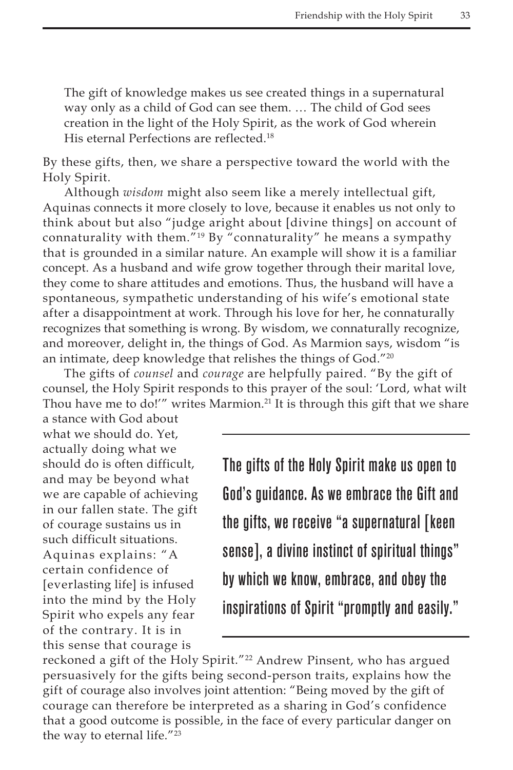> The gift of knowledge makes us see created things in a supernatural way only as a child of God can see them. … The child of God sees creation in the light of the Holy Spirit, as the work of God wherein His eternal Perfections are reflected.[18]

By these gifts, then, we share a perspective toward the world with the Holy Spirit.

Although *wisdom* might also seem like a merely intellectual gift, Aquinas connects it more closely to love, because it enables us not only to think about but also "judge aright about [divine things] on account of connaturality with them."[19] By "connaturality" he means a sympathy that is grounded in a similar nature. An example will show it is a familiar concept. As a husband and wife grow together through their marital love, they come to share attitudes and emotions. Thus, the husband will have a spontaneous, sympathetic understanding of his wife's emotional state after a disappointment at work. Through his love for her, he connaturally recognizes that something is wrong. By wisdom, we connaturally recognize, and moreover, delight in, the things of God. As Marmion says, wisdom "is an intimate, deep knowledge that relishes the things of God."[20]

The gifts of *counsel* and *courage* are helpfully paired. "By the gift of counsel, the Holy Spirit responds to this prayer of the soul: 'Lord, what wilt Thou have me to do!'" writes Marmion.[21] It is through this gift that we share a stance with God about what we should do. Yet, actually doing what we should do is often difficult, and may be beyond what we are capable of achieving in our fallen state. The gift of courage sustains us in such difficult situations. Aquinas explains: "A certain confidence of [everlasting life] is infused into the mind by the Holy Spirit who expels any fear of the contrary. It is in this sense that courage is reckoned a gift of the Holy Spirit."[22] Andrew Pinsent, who has argued persuasively for the gifts being second-person traits, explains how the gift of courage also involves joint attention: "Being moved by the gift of courage can therefore be interpreted as a sharing in God's confidence that a good outcome is possible, in the face of every particular danger on the way to eternal life."[23]

> **The gifts of the Holy Spirit make us open to God's guidance. As we embrace the Gift and the gifts, we receive "a supernatural [keen sense], a divine instinct of spiritual things" by which we know, embrace, and obey the inspirations of Spirit "promptly and easily."**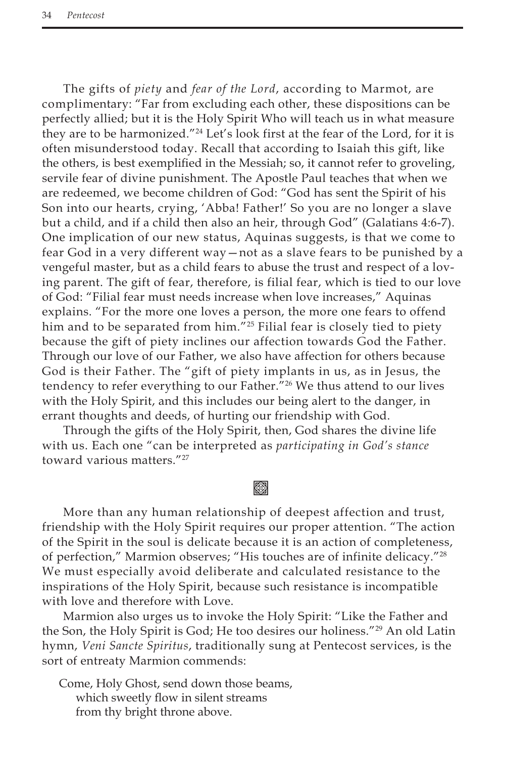The gifts of *piety* and *fear of the Lord*, according to Marmot, are complimentary: "Far from excluding each other, these dispositions can be perfectly allied; but it is the Holy Spirit Who will teach us in what measure they are to be harmonized."[24] Let's look first at the fear of the Lord, for it is often misunderstood today. Recall that according to Isaiah this gift, like the others, is best exemplified in the Messiah; so, it cannot refer to groveling, servile fear of divine punishment. The Apostle Paul teaches that when we are redeemed, we become children of God: "God has sent the Spirit of his Son into our hearts, crying, 'Abba! Father!' So you are no longer a slave but a child, and if a child then also an heir, through God" (Galatians 4:6-7). One implication of our new status, Aquinas suggests, is that we come to fear God in a very different way—not as a slave fears to be punished by a vengeful master, but as a child fears to abuse the trust and respect of a loving parent. The gift of fear, therefore, is filial fear, which is tied to our love of God: "Filial fear must needs increase when love increases," Aquinas explains. "For the more one loves a person, the more one fears to offend him and to be separated from him."[25] Filial fear is closely tied to piety because the gift of piety inclines our affection towards God the Father. Through our love of our Father, we also have affection for others because God is their Father. The "gift of piety implants in us, as in Jesus, the tendency to refer everything to our Father."[26] We thus attend to our lives with the Holy Spirit, and this includes our being alert to the danger, in errant thoughts and deeds, of hurting our friendship with God.

Through the gifts of the Holy Spirit, then, God shares the divine life with us. Each one "can be interpreted as *participating in God's stance* toward various matters."[27]

More than any human relationship of deepest affection and trust, friendship with the Holy Spirit requires our proper attention. "The action of the Spirit in the soul is delicate because it is an action of completeness, of perfection," Marmion observes; "His touches are of infinite delicacy."[28] We must especially avoid deliberate and calculated resistance to the inspirations of the Holy Spirit, because such resistance is incompatible with love and therefore with Love.

Marmion also urges us to invoke the Holy Spirit: "Like the Father and the Son, the Holy Spirit is God; He too desires our holiness."[29] An old Latin hymn, *Veni Sancte Spiritus*, traditionally sung at Pentecost services, is the sort of entreaty Marmion commends:

Come, Holy Ghost, send down those beams,
which sweetly flow in silent streams
from thy bright throne above.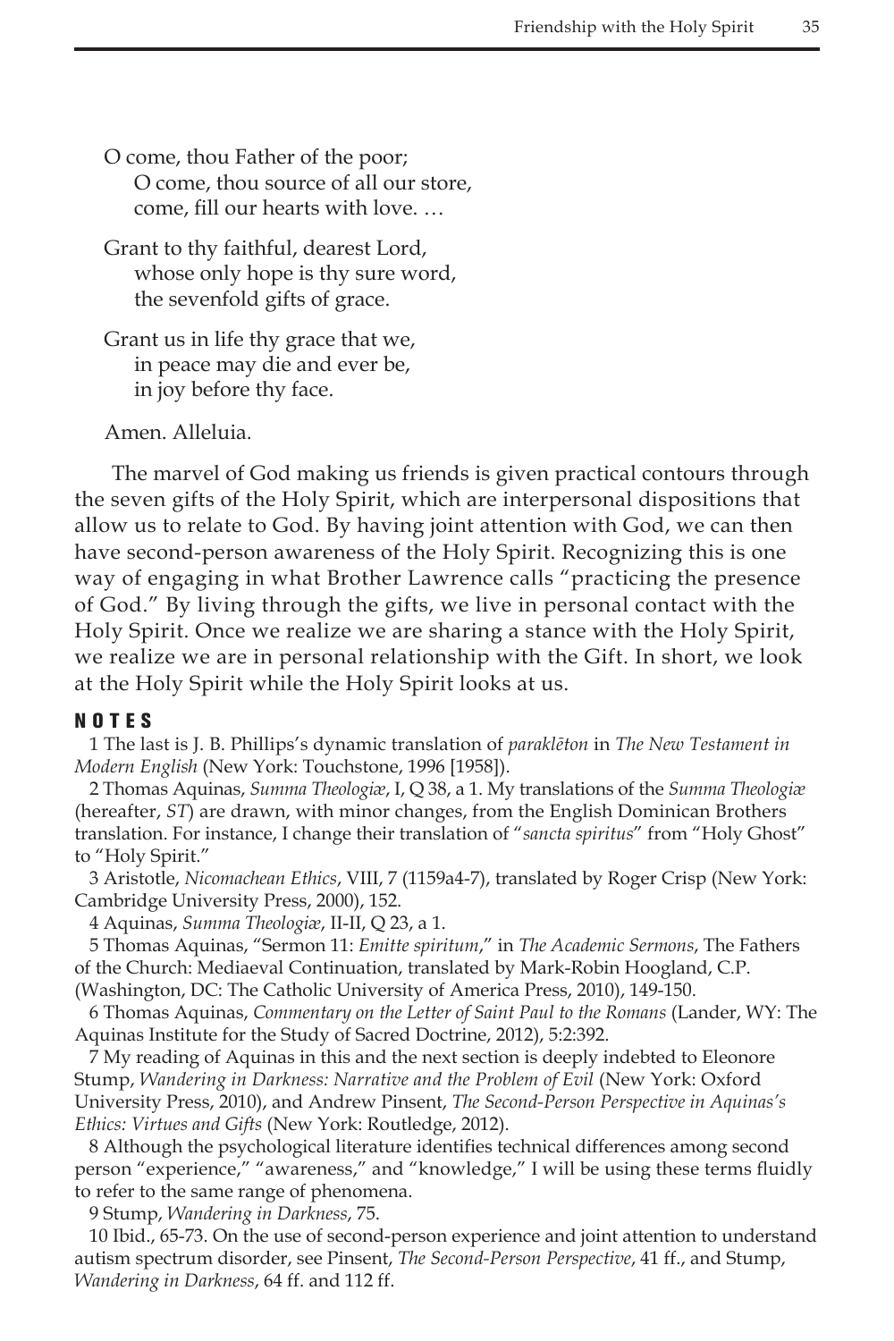O come, thou Father of the poor;  
  O come, thou source of all our store,  
  come, fill our hearts with love. …

Grant to thy faithful, dearest Lord,  
  whose only hope is thy sure word,  
  the sevenfold gifts of grace.

Grant us in life thy grace that we,  
  in peace may die and ever be,  
  in joy before thy face.

Amen. Alleluia.

The marvel of God making us friends is given practical contours through the seven gifts of the Holy Spirit, which are interpersonal dispositions that allow us to relate to God. By having joint attention with God, we can then have second-person awareness of the Holy Spirit. Recognizing this is one way of engaging in what Brother Lawrence calls "practicing the presence of God." By living through the gifts, we live in personal contact with the Holy Spirit. Once we realize we are sharing a stance with the Holy Spirit, we realize we are in personal relationship with the Gift. In short, we look at the Holy Spirit while the Holy Spirit looks at us.

## NOTES

1 The last is J. B. Phillips's dynamic translation of *paraklēton* in *The New Testament in Modern English* (New York: Touchstone, 1996 [1958]).

2 Thomas Aquinas, *Summa Theologiæ*, I, Q 38, a 1. My translations of the *Summa Theologiæ* (hereafter, *ST*) are drawn, with minor changes, from the English Dominican Brothers translation. For instance, I change their translation of "*sancta spiritus*" from "Holy Ghost" to "Holy Spirit."

3 Aristotle, *Nicomachean Ethics*, VIII, 7 (1159a4-7), translated by Roger Crisp (New York: Cambridge University Press, 2000), 152.

4 Aquinas, *Summa Theologiæ*, II-II, Q 23, a 1.

5 Thomas Aquinas, "Sermon 11: *Emitte spiritum*," in *The Academic Sermons*, The Fathers of the Church: Mediaeval Continuation, translated by Mark-Robin Hoogland, C.P. (Washington, DC: The Catholic University of America Press, 2010), 149-150.

6 Thomas Aquinas, *Commentary on the Letter of Saint Paul to the Romans* (Lander, WY: The Aquinas Institute for the Study of Sacred Doctrine, 2012), 5:2:392.

7 My reading of Aquinas in this and the next section is deeply indebted to Eleonore Stump, *Wandering in Darkness: Narrative and the Problem of Evil* (New York: Oxford University Press, 2010), and Andrew Pinsent, *The Second-Person Perspective in Aquinas's Ethics: Virtues and Gifts* (New York: Routledge, 2012).

8 Although the psychological literature identifies technical differences among second person "experience," "awareness," and "knowledge," I will be using these terms fluidly to refer to the same range of phenomena.

9 Stump, *Wandering in Darkness*, 75.

10 Ibid., 65-73. On the use of second-person experience and joint attention to understand autism spectrum disorder, see Pinsent, *The Second-Person Perspective*, 41 ff., and Stump, *Wandering in Darkness*, 64 ff. and 112 ff.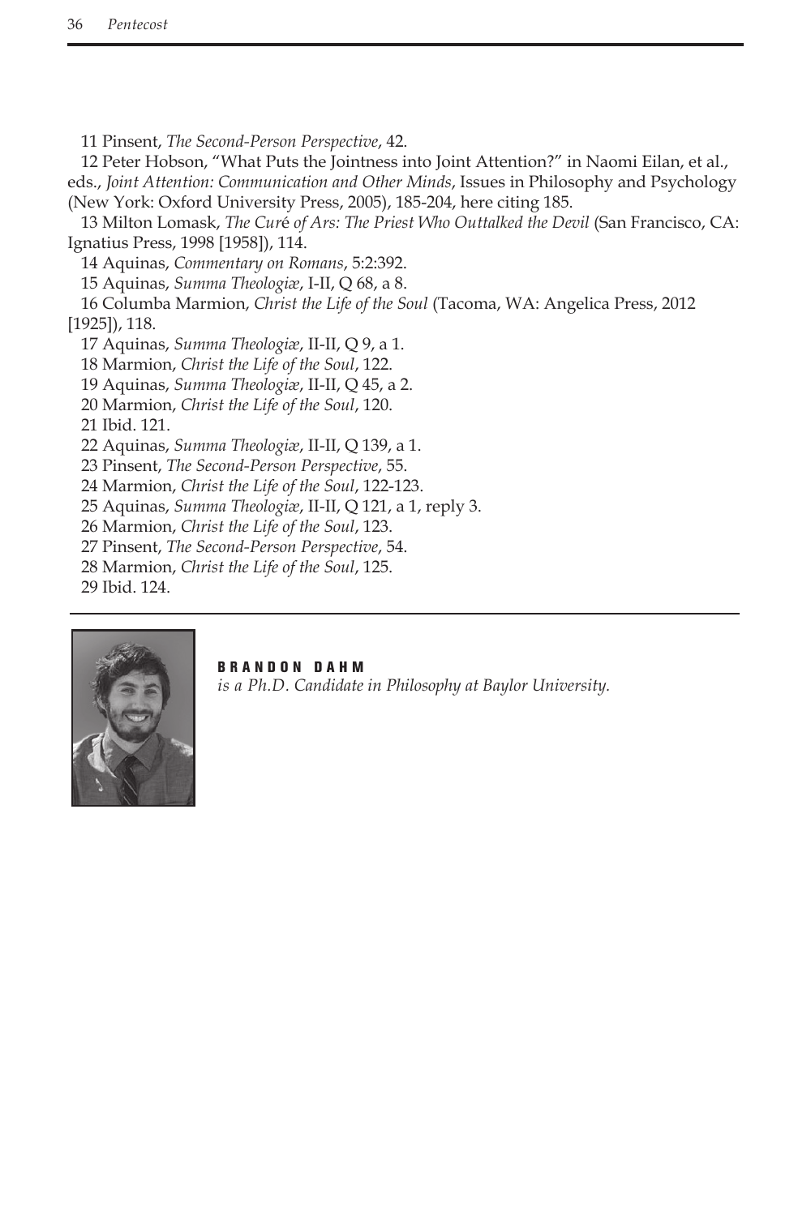11 Pinsent, *The Second-Person Perspective*, 42.

12 Peter Hobson, "What Puts the Jointness into Joint Attention?" in Naomi Eilan, et al., eds., *Joint Attention: Communication and Other Minds*, Issues in Philosophy and Psychology (New York: Oxford University Press, 2005), 185-204, here citing 185.

13 Milton Lomask, *The Curé of Ars: The Priest Who Outtalked the Devil* (San Francisco, CA: Ignatius Press, 1998 [1958]), 114.

14 Aquinas, *Commentary on Romans*, 5:2:392.

15 Aquinas, *Summa Theologiæ*, I-II, Q 68, a 8.

16 Columba Marmion, *Christ the Life of the Soul* (Tacoma, WA: Angelica Press, 2012 [1925]), 118.

17 Aquinas, *Summa Theologiæ*, II-II, Q 9, a 1.

18 Marmion, *Christ the Life of the Soul*, 122.

19 Aquinas, *Summa Theologiæ*, II-II, Q 45, a 2.

20 Marmion, *Christ the Life of the Soul*, 120.

21 Ibid. 121.

22 Aquinas, *Summa Theologiæ*, II-II, Q 139, a 1.

23 Pinsent, *The Second-Person Perspective*, 55.

24 Marmion, *Christ the Life of the Soul*, 122-123.

25 Aquinas, *Summa Theologiæ*, II-II, Q 121, a 1, reply 3.

26 Marmion, *Christ the Life of the Soul*, 123.

27 Pinsent, *The Second-Person Perspective*, 54.

28 Marmion, *Christ the Life of the Soul*, 125.

29 Ibid. 124.

---

**BRANDON DAHM**
*is a Ph.D. Candidate in Philosophy at Baylor University.*